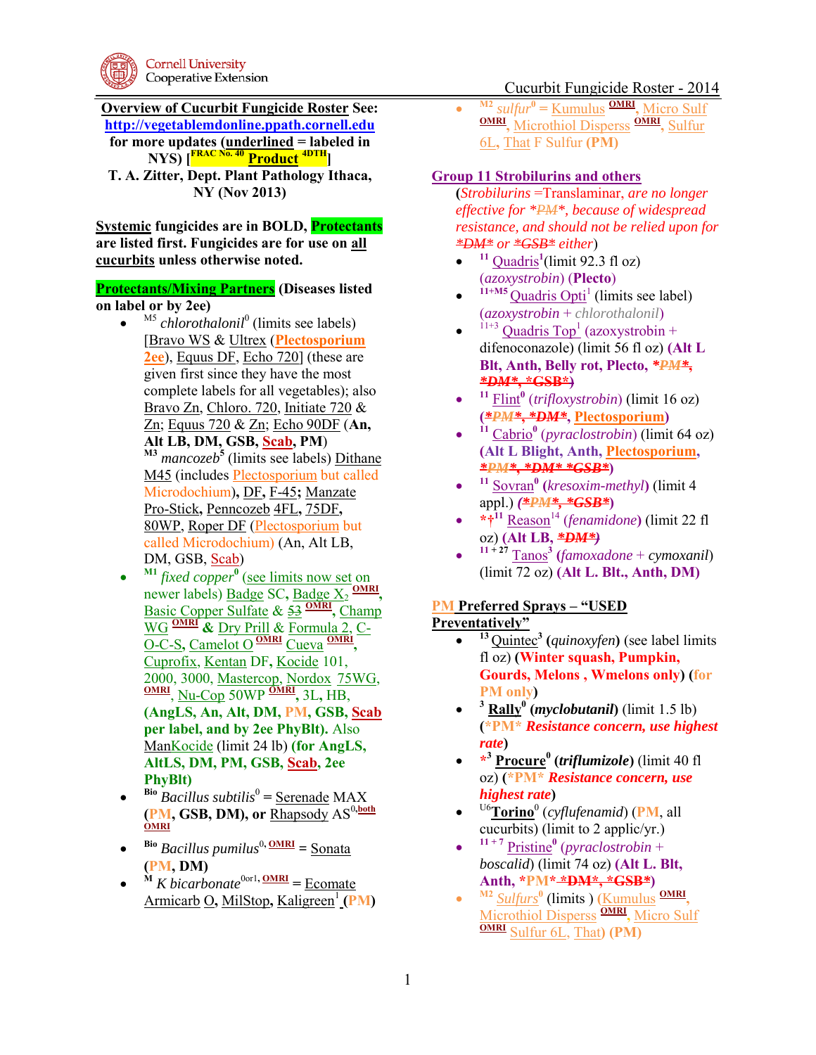# Cucurbit Fungicide Roster - 2014

**Overview of Cucurbit Fungicide Roster See: http://vegetablemdonline.ppath.cornell.edu for more updates (underlined = labeled in NYS) [FRAC No. 40 Product 4DTH]**
**T. A. Zitter, Dept. Plant Pathology Ithaca, NY (Nov 2013)**

**Systemic fungicides are in BOLD, Protectants are listed first. Fungicides are for use on all cucurbits unless otherwise noted.**

**Protectants/Mixing Partners (Diseases listed on label or by 2ee)**

- M5 *chlorothalonil*[0] (limits see labels) [Bravo WS & Ultrex (**Plectosporium 2ee**), Equus DF, Echo 720] (these are given first since they have the most complete labels for all vegetables); also Bravo Zn, Chloro. 720, Initiate 720 & Zn; Equus 720 & Zn; Echo 90DF (**An, Alt LB, DM, GSB, Scab, PM**)
  M3 *mancozeb*[5] (limits see labels) Dithane M45 (includes Plectosporium but called Microdochium), DF, F-45; Manzate Pro-Stick, Penncozeb 4FL, 75DF, 80WP, Roper DF (Plectosporium but called Microdochium) (An, Alt LB, DM, GSB, Scab)
- M1 *fixed copper*[0] (see limits now set on newer labels) Badge SC, Badge X2 OMRI, Basic Copper Sulfate & 53 OMRI, Champ WG OMRI & Dry Prill & Formula 2, C-O-C-S, Camelot O OMRI Cueva OMRI, Cuprofix, Kentan DF, Kocide 101, 2000, 3000, Mastercop, Nordox 75WG, OMRI, Nu-Cop 50WP OMRI, 3L, HB, **(AngLS, An, Alt, DM, PM, GSB, Scab per label, and by 2ee PhyBlt).** Also ManKocide (limit 24 lb) **(for AngLS, AltLS, DM, PM, GSB, Scab, 2ee PhyBlt)**
- Bio *Bacillus subtilis*[0] = Serenade MAX **(PM, GSB, DM), or** Rhapsody AS[0, both OMRI]
- Bio *Bacillus pumilus*[0, OMRI] = Sonata **(PM, DM)**
- M *K bicarbonate*[0or1, OMRI] = Ecomate Armicarb O, MilStop, Kaligreen[1] (**PM**)
- M2 *sulfur*[0] = Kumulus OMRI, Micro Sulf OMRI, Microthiol Disperss OMRI, Sulfur 6L, That F Sulfur **(PM)**

## Group 11 Strobilurins and others

(*Strobilurins* =Translaminar, *are no longer effective for \*~~PM~~\*, because of widespread resistance, and should not be relied upon for \*~~DM~~\* or \*~~GSB~~\* either*)

- 11 Quadris[1] (limit 92.3 fl oz) (*azoxystrobin*) (**Plecto**)
- 11+M5 Quadris Opti[1] (limits see label) (*azoxystrobin* + *chlorothalonil*)
- 11+3 Quadris Top[1] (azoxystrobin + difenoconazole) (limit 56 fl oz) **(Alt L Blt, Anth, Belly rot, Plecto, \*~~PM~~\*, \*~~DM~~\*, \*~~GSB~~\*)**
- 11 Flint[0] (*trifloxystrobin*) (limit 16 oz) **(\*~~PM~~\*, \*~~DM~~\*, Plectosporium)**
- 11 Cabrio[0] (*pyraclostrobin*) (limit 64 oz) **(Alt L Blight, Anth, Plectosporium, \*~~PM~~\*, \*~~DM~~\* \*~~GSB~~\*)**
- 11 Sovran[0] (*kresoxim-methyl*) (limit 4 appl.) **(\*~~PM~~\*, \*~~GSB~~\*)**
- \*†11 Reason[14] (*fenamidone*) (limit 22 fl oz) **(Alt LB, \*~~DM~~\*)**
- 11 + 27 Tanos[3] (*famoxadone* + *cymoxanil*) (limit 72 oz) **(Alt L. Blt., Anth, DM)**

## PM Preferred Sprays – "USED Preventatively"

- 13 Quintec[3] (***quinoxyfen***) (see label limits fl oz) **(Winter squash, Pumpkin, Gourds, Melons , Wmelons only) (for PM only)**
- 3 **Rally**[0] **(*myclobutanil*)** (limit 1.5 lb) **(\*PM\* *Resistance concern, use highest rate*)**
- \*3 **Procure**[0] **(*triflumizole*)** (limit 40 fl oz) **(\*PM\* *Resistance concern, use highest rate*)**
- U6 **Torino**[0] (*cyflufenamid*) (**PM**, all cucurbits) (limit to 2 applic/yr.)
- 11 + 7 Pristine[0] (*pyraclostrobin* + *boscalid*) (limit 74 oz) **(Alt L. Blt, Anth, \*PM\* \*~~DM~~\*, \*~~GSB~~\*)**
- M2 *Sulfurs*[0] (limits ) (Kumulus OMRI, Microthiol Disperss OMRI, Micro Sulf OMRI Sulfur 6L, That) **(PM)**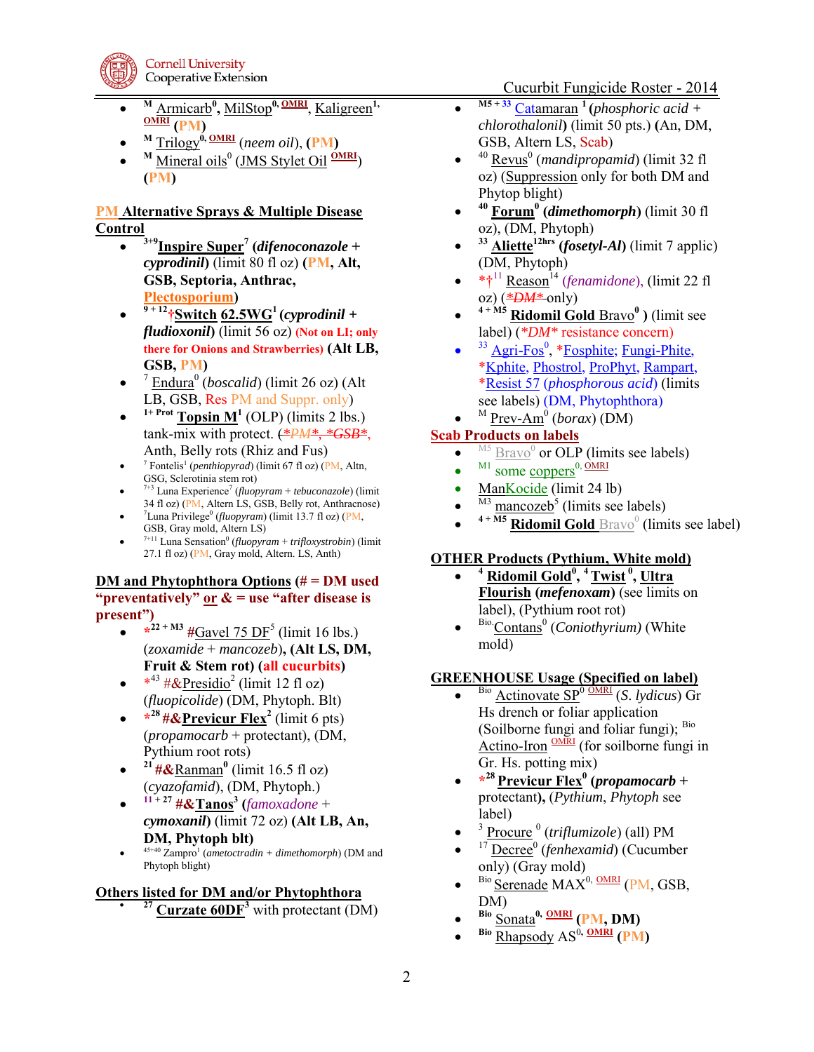- [M] Armicarb[0], MilStop[0, OMRI], Kaligreen[1, OMRI] (PM)
- [M] Trilogy[0, OMRI] (*neem oil*), **(PM)**
- [M] Mineral oils[0] (JMS Stylet Oil [OMRI]) **(PM)**

**PM Alternative Sprays & Multiple Disease Control**

- [3+9] **Inspire Super[7] (*difenoconazole + cyprodinil*)** (limit 80 fl oz) **(PM, Alt, GSB, Septoria, Anthrac, Plectosporium)**
- [9 + 12] **†Switch 62.5WG[1] (*cyprodinil + fludioxonil*)** (limit 56 oz) **(Not on LI; only there for Onions and Strawberries)** **(Alt LB, GSB, PM)**
- [7] Endura[0] (*boscalid*) (limit 26 oz) (Alt LB, GSB, Res PM and Suppr. only)
- [1+ Prot] **Topsin M[1]** (OLP) (limits 2 lbs.) tank-mix with protect. (~~*PM*, *GSB*,~~ Anth, Belly rots (Rhiz and Fus)
- [7] Fontelis[1] (*penthiopyrad*) (limit 67 fl oz) (PM, Altn, GSG, Sclerotinia stem rot)
- [7+3] Luna Experience[7] (*fluopyram + tebuconazole*) (limit 34 fl oz) (PM, Altern LS, GSB, Belly rot, Anthracnose)
- [7] Luna Privilege[0] (*fluopyram*) (limit 13.7 fl oz) (PM, GSB, Gray mold, Altern LS)
- [7+11] Luna Sensation[0] (*fluopyram + trifloxystrobin*) (limit 27.1 fl oz) (PM, Gray mold, Altern. LS, Anth)

**DM and Phytophthora Options (# = DM used "preventatively" or & = use "after disease is present")**

- *[22 + M3] #Gavel 75 DF[5] (limit 16 lbs.) (*zoxamide + mancozeb*), **(Alt LS, DM, Fruit & Stem rot) (all cucurbits)**
- *[43] #&Presidio[2] (limit 12 fl oz) (*fluopicolide*) (DM, Phytoph. Blt)
- *[28] **#&Previcur Flex[2]** (limit 6 pts) (*propamocarb* + protectant), (DM, Pythium root rots)
- [21] **#&Ranman[0]** (limit 16.5 fl oz) (*cyazofamid*), (DM, Phytoph.)
- [11 + 27] **#&Tanos[3] (*famoxadone + cymoxanil*)** (limit 72 oz) **(Alt LB, An, DM, Phytoph blt)**
- [45+40] Zampro[1] (*ametoctradin + dimethomorph*) (DM and Phytoph blight)

**Others listed for DM and/or Phytophthora**

- [27] **Curzate 60DF[3]** with protectant (DM)
- [M5 + 33] Catamaran [1] (*phosphoric acid + chlorothalonil*) (limit 50 pts.) (An, DM, GSB, Altern LS, Scab)
- [40] Revus[0] (*mandipropamid*) (limit 32 fl oz) (Suppression only for both DM and Phytop blight)
- [40] **Forum[0] (*dimethomorph*)** (limit 30 fl oz), (DM, Phytoph)
- [33] **Aliette[12hrs] (*fosetyl-Al*)** (limit 7 applic) (DM, Phytoph)
- *†[11] Reason[14] (*fenamidone*), (limit 22 fl oz) (~~*DM*~~ only)
- [4 + M5] **Ridomil Gold Bravo[0] )** (limit see label) (*DM* resistance concern)
- [33] Agri-Fos[0], *Fosphite; Fungi-Phite, *Kphite, Phostrol, ProPhyt, Rampart, *Resist 57 (*phosphorous acid*) (limits see labels) (DM, Phytophthora)
- [M] Prev-Am[0] (*borax*) (DM)

**Scab Products on labels**

- [M5] Bravo[0] or OLP (limits see labels)
- [M1] some coppers[0, OMRI]
- ManKocide (limit 24 lb)
- [M3] mancozeb[5] (limits see labels)
- [4 + M5] **Ridomil Gold** Bravo[0] (limits see label)

**OTHER Products (Pythium, White mold)**

- [4] **Ridomil Gold[0]**, [4] **Twist[0]**, **Ultra Flourish (*mefenoxam*)** (see limits on label), (Pythium root rot)
- [Bio] Contans[0] (*Coniothyrium*) (White mold)

**GREENHOUSE Usage (Specified on label)**

- [Bio] Actinovate SP[0 OMRI] (*S. lydicus*) Gr Hs drench or foliar application (Soilborne fungi and foliar fungi); [Bio] Actino-Iron [OMRI] (for soilborne fungi in Gr. Hs. potting mix)
- *[28] **Previcur Flex[0] (*propamocarb* +** protectant**)**, (*Pythium*, *Phytoph* see label)
- [3] Procure [0] (*triflumizole*) (all) PM
- [17] Decree[0] (*fenhexamid*) (Cucumber only) (Gray mold)
- [Bio] Serenade MAX[0, OMRI] (PM, GSB, DM)
- [Bio] **Sonata[0, OMRI] (PM, DM)**
- [Bio] Rhapsody AS[0, OMRI] **(PM)**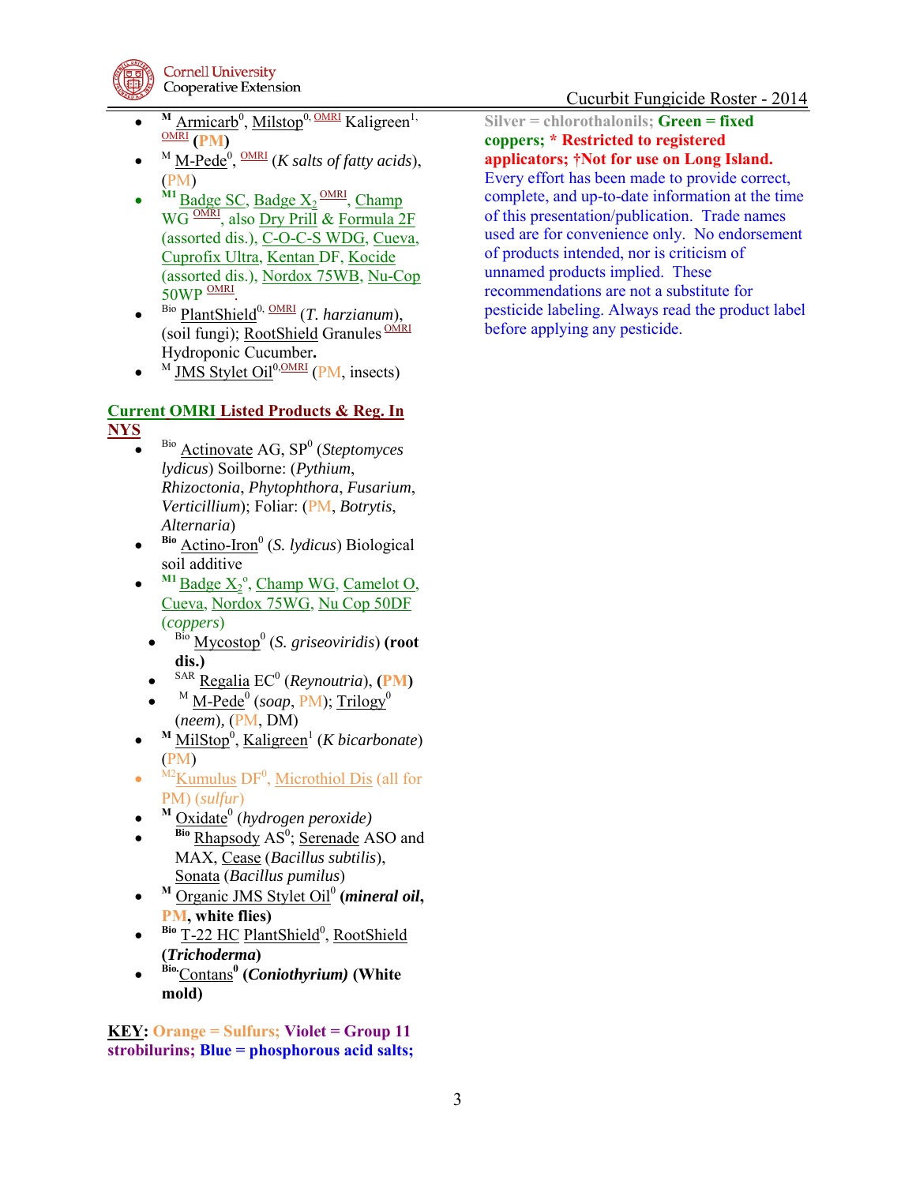- [M] Armicarb[0], Milstop[0, OMRI] Kaligreen[1, OMRI] **(PM)**
- [M] M-Pede[0, OMRI] (*K salts of fatty acids*), (PM)
- [M1] Badge SC, Badge $X_2$ [OMRI], Champ WG [OMRI], also Dry Prill & Formula 2F (assorted dis.), C-O-C-S WDG, Cueva, Cuprofix Ultra, Kentan DF, Kocide (assorted dis.), Nordox 75WB, Nu-Cop 50WP [OMRI].
- [Bio] PlantShield[0, OMRI] (*T. harzianum*), (soil fungi); RootShield Granules [OMRI] Hydroponic Cucumber**.**
- [M] JMS Stylet Oil[0,OMRI] (PM, insects)

## Current OMRI Listed Products & Reg. In NYS

- [Bio] Actinovate AG, SP[0] (*Steptomyces lydicus*) Soilborne: (*Pythium*, *Rhizoctonia*, *Phytophthora*, *Fusarium*, *Verticillium*); Foliar: (PM, *Botrytis*, *Alternaria*)
- [Bio] Actino-Iron[0] (*S. lydicus*) Biological soil additive
- [M1] Badge $X_2$[o], Champ WG, Camelot O, Cueva, Nordox 75WG, Nu Cop 50DF (*coppers*)
- [Bio] Mycostop[0] (*S. griseoviridis*) **(root dis.)**
- [SAR] Regalia EC[0] (*Reynoutria*), **(PM)**
- [M] M-Pede[0] (*soap*, PM); Trilogy[0] (*neem*), (PM, DM)
- [M] MilStop[0], Kaligreen[1] (*K bicarbonate*) (PM)
- [M2] Kumulus DF[0], Microthiol Dis (all for PM) (*sulfur*)
- [M] Oxidate[0] (*hydrogen peroxide)*
- [Bio] Rhapsody AS[0]; Serenade ASO and MAX, Cease (*Bacillus subtilis*), Sonata (*Bacillus pumilus*)
- [M] Organic JMS Stylet Oil[0] ***(mineral oil*, PM, white flies)**
- [Bio] T-22 HC PlantShield[0], RootShield ***(Trichoderma*)**
- [Bio] Contans[0] ***(Coniothyrium)* (White mold)**

**KEY: Orange = Sulfurs; Violet = Group 11 strobilurins; Blue = phosphorous acid salts;** **Silver = chlorothalonils; Green = fixed coppers; * Restricted to registered applicators; †Not for use on Long Island.**

Every effort has been made to provide correct, complete, and up-to-date information at the time of this presentation/publication. Trade names used are for convenience only. No endorsement of products intended, nor is criticism of unnamed products implied. These recommendations are not a substitute for pesticide labeling. Always read the product label before applying any pesticide.